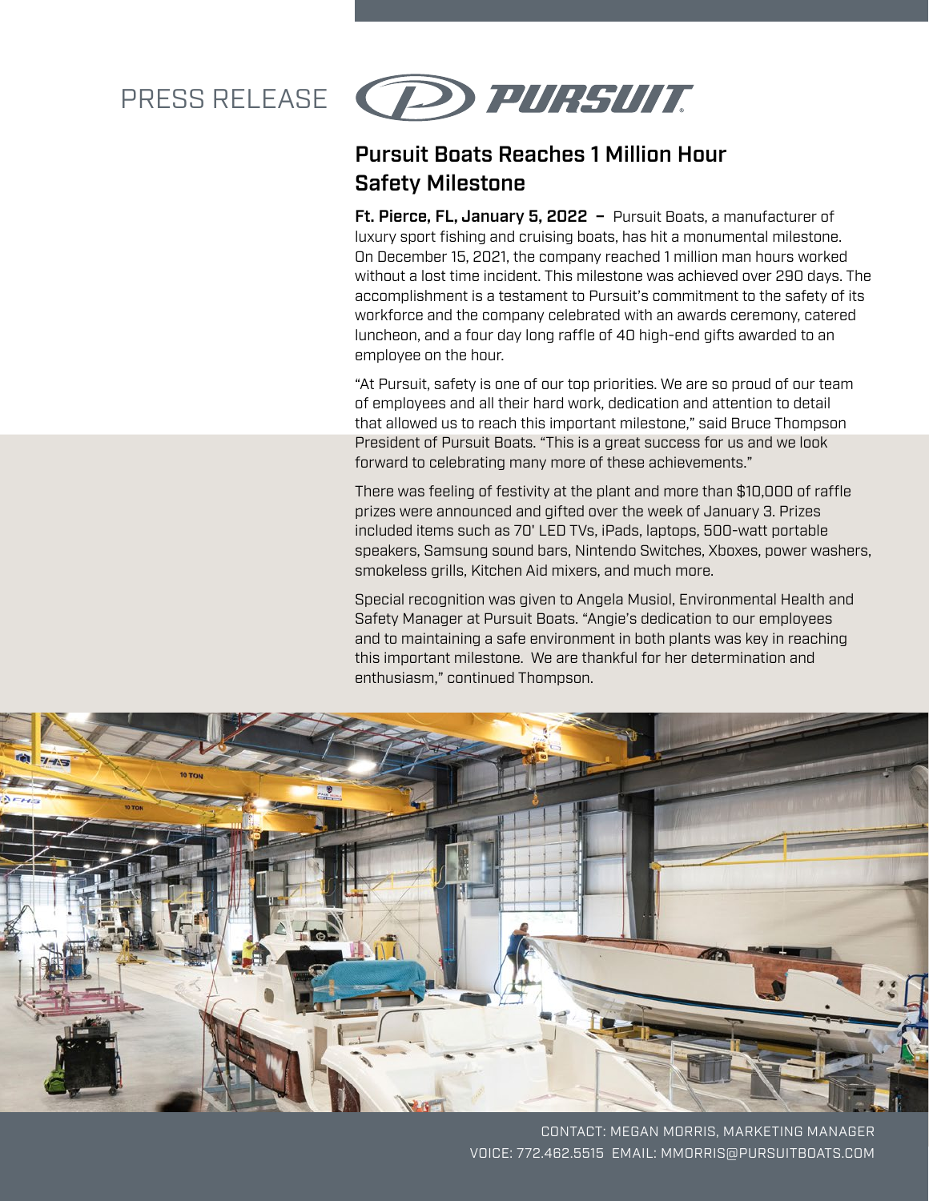PRESS RELEASE

PURSUIT

# Pursuit Boats Reaches 1 Million Hour Safety Milestone

**Ft. Pierce, FL, January 5, 2022 –** Pursuit Boats, a manufacturer of luxury sport fishing and cruising boats, has hit a monumental milestone. On December 15, 2021, the company reached 1 million man hours worked without a lost time incident. This milestone was achieved over 290 days. The accomplishment is a testament to Pursuit's commitment to the safety of its workforce and the company celebrated with an awards ceremony, catered luncheon, and a four day long raffle of 40 high-end gifts awarded to an employee on the hour.

"At Pursuit, safety is one of our top priorities. We are so proud of our team of employees and all their hard work, dedication and attention to detail that allowed us to reach this important milestone," said Bruce Thompson President of Pursuit Boats. "This is a great success for us and we look forward to celebrating many more of these achievements."

There was feeling of festivity at the plant and more than $10,000 of raffle prizes were announced and gifted over the week of January 3. Prizes included items such as 70' LED TVs, iPads, laptops, 500-watt portable speakers, Samsung sound bars, Nintendo Switches, Xboxes, power washers, smokeless grills, Kitchen Aid mixers, and much more.

Special recognition was given to Angela Musiol, Environmental Health and Safety Manager at Pursuit Boats. "Angie's dedication to our employees and to maintaining a safe environment in both plants was key in reaching this important milestone. We are thankful for her determination and enthusiasm," continued Thompson.

CONTACT: MEGAN MORRIS, MARKETING MANAGER
VOICE: 772.462.5515 EMAIL: MMORRIS@PURSUITBOATS.COM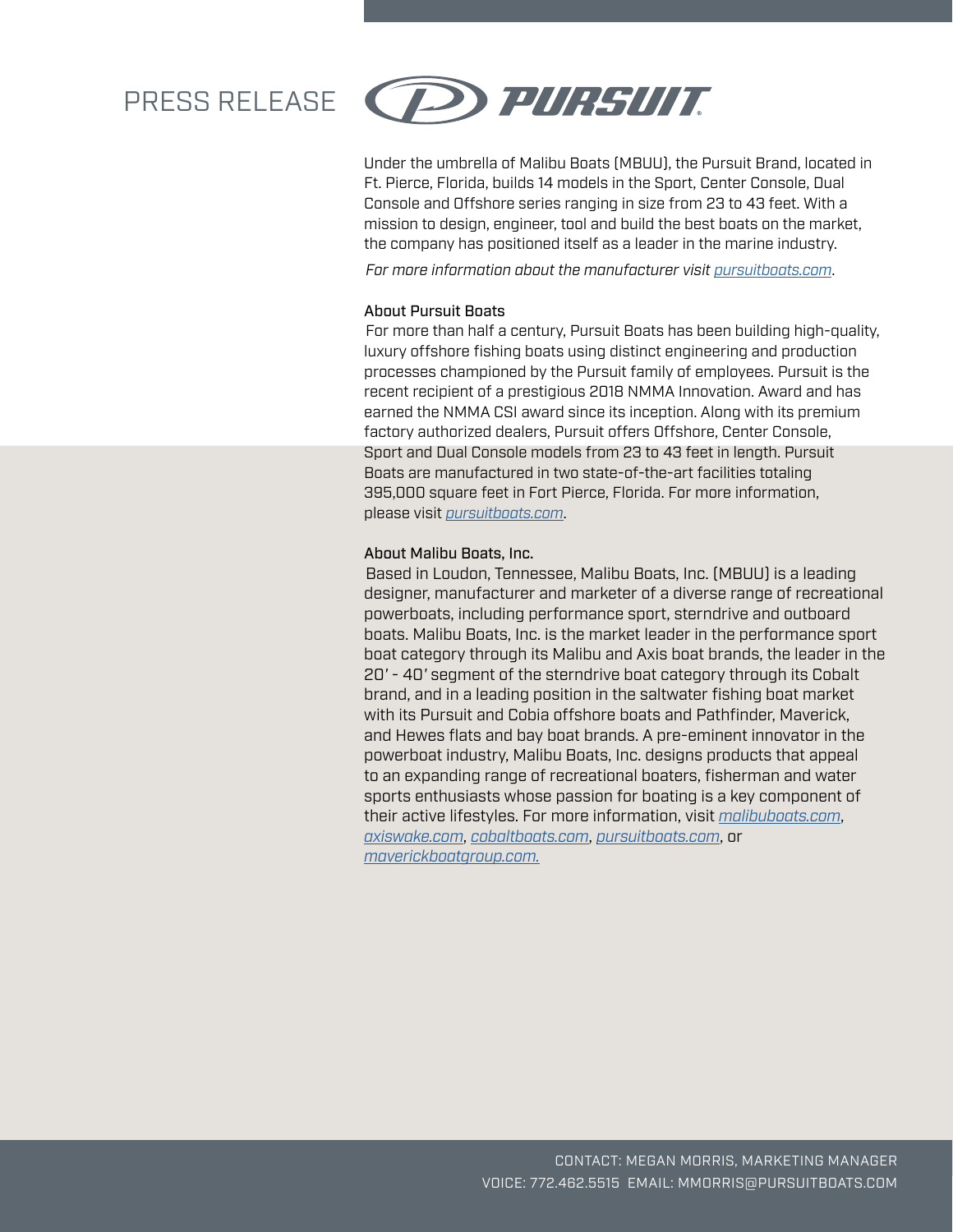PRESS RELEASE

Under the umbrella of Malibu Boats (MBUU), the Pursuit Brand, located in Ft. Pierce, Florida, builds 14 models in the Sport, Center Console, Dual Console and Offshore series ranging in size from 23 to 43 feet. With a mission to design, engineer, tool and build the best boats on the market, the company has positioned itself as a leader in the marine industry.

*For more information about the manufacturer visit [pursuitboats.com](pursuitboats.com).*

## About Pursuit Boats

For more than half a century, Pursuit Boats has been building high-quality, luxury offshore fishing boats using distinct engineering and production processes championed by the Pursuit family of employees. Pursuit is the recent recipient of a prestigious 2018 NMMA Innovation. Award and has earned the NMMA CSI award since its inception. Along with its premium factory authorized dealers, Pursuit offers Offshore, Center Console, Sport and Dual Console models from 23 to 43 feet in length. Pursuit Boats are manufactured in two state-of-the-art facilities totaling 395,000 square feet in Fort Pierce, Florida. For more information, please visit [*pursuitboats.com*](pursuitboats.com).

## About Malibu Boats, Inc.

Based in Loudon, Tennessee, Malibu Boats, Inc. (MBUU) is a leading designer, manufacturer and marketer of a diverse range of recreational powerboats, including performance sport, sterndrive and outboard boats. Malibu Boats, Inc. is the market leader in the performance sport boat category through its Malibu and Axis boat brands, the leader in the 20' - 40' segment of the sterndrive boat category through its Cobalt brand, and in a leading position in the saltwater fishing boat market with its Pursuit and Cobia offshore boats and Pathfinder, Maverick, and Hewes flats and bay boat brands. A pre-eminent innovator in the powerboat industry, Malibu Boats, Inc. designs products that appeal to an expanding range of recreational boaters, fisherman and water sports enthusiasts whose passion for boating is a key component of their active lifestyles. For more information, visit [*malibuboats.com*](malibuboats.com), [*axiswake.com*](axiswake.com), [*cobaltboats.com*](cobaltboats.com), [*pursuitboats.com*](pursuitboats.com), or [*maverickboatgroup.com.*](maverickboatgroup.com)

CONTACT: MEGAN MORRIS, MARKETING MANAGER
VOICE: 772.462.5515 EMAIL: MMORRIS@PURSUITBOATS.COM